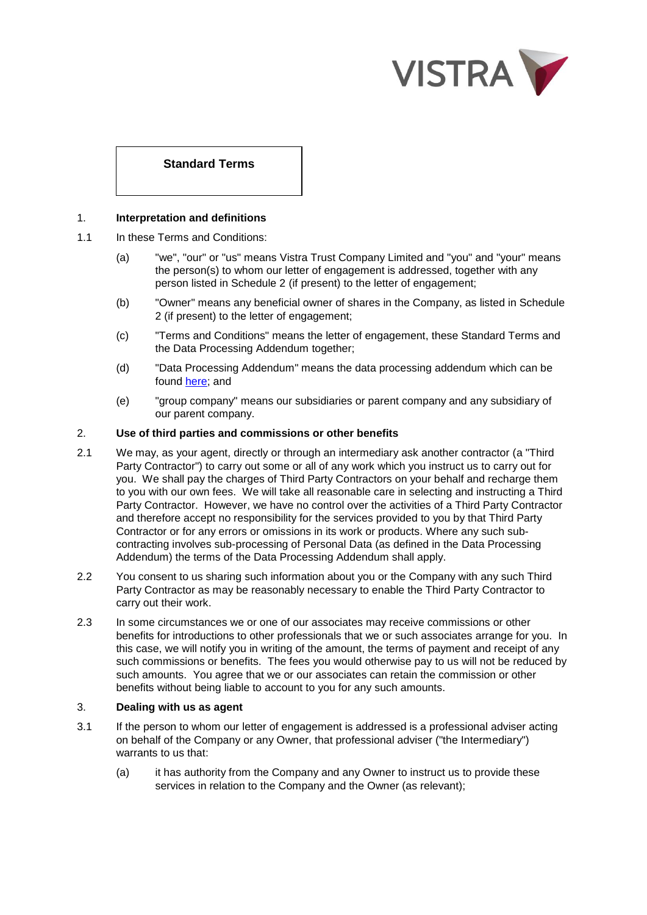VISTRA

# Standard Terms

## 1. Interpretation and definitions

1.1 In these Terms and Conditions:

(a) "we", "our" or "us" means Vistra Trust Company Limited and "you" and "your" means the person(s) to whom our letter of engagement is addressed, together with any person listed in Schedule 2 (if present) to the letter of engagement;

(b) "Owner" means any beneficial owner of shares in the Company, as listed in Schedule 2 (if present) to the letter of engagement;

(c) "Terms and Conditions" means the letter of engagement, these Standard Terms and the Data Processing Addendum together;

(d) "Data Processing Addendum" means the data processing addendum which can be found here; and

(e) "group company" means our subsidiaries or parent company and any subsidiary of our parent company.

## 2. Use of third parties and commissions or other benefits

2.1 We may, as your agent, directly or through an intermediary ask another contractor (a "Third Party Contractor") to carry out some or all of any work which you instruct us to carry out for you. We shall pay the charges of Third Party Contractors on your behalf and recharge them to you with our own fees. We will take all reasonable care in selecting and instructing a Third Party Contractor. However, we have no control over the activities of a Third Party Contractor and therefore accept no responsibility for the services provided to you by that Third Party Contractor or for any errors or omissions in its work or products. Where any such sub-contracting involves sub-processing of Personal Data (as defined in the Data Processing Addendum) the terms of the Data Processing Addendum shall apply.

2.2 You consent to us sharing such information about you or the Company with any such Third Party Contractor as may be reasonably necessary to enable the Third Party Contractor to carry out their work.

2.3 In some circumstances we or one of our associates may receive commissions or other benefits for introductions to other professionals that we or such associates arrange for you. In this case, we will notify you in writing of the amount, the terms of payment and receipt of any such commissions or benefits. The fees you would otherwise pay to us will not be reduced by such amounts. You agree that we or our associates can retain the commission or other benefits without being liable to account to you for any such amounts.

## 3. Dealing with us as agent

3.1 If the person to whom our letter of engagement is addressed is a professional adviser acting on behalf of the Company or any Owner, that professional adviser ("the Intermediary") warrants to us that:

(a) it has authority from the Company and any Owner to instruct us to provide these services in relation to the Company and the Owner (as relevant);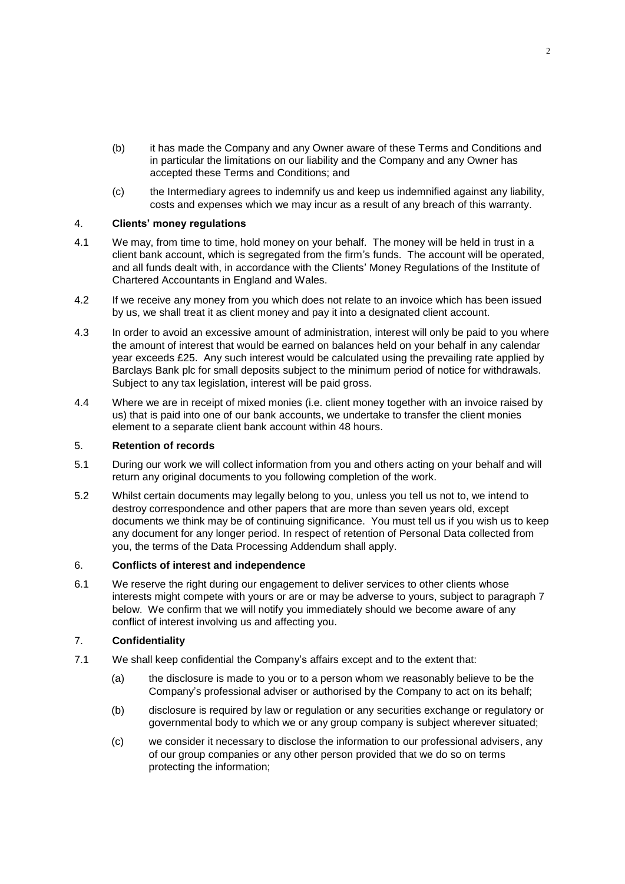(b) it has made the Company and any Owner aware of these Terms and Conditions and in particular the limitations on our liability and the Company and any Owner has accepted these Terms and Conditions; and

(c) the Intermediary agrees to indemnify us and keep us indemnified against any liability, costs and expenses which we may incur as a result of any breach of this warranty.

## 4. **Clients' money regulations**

4.1 We may, from time to time, hold money on your behalf. The money will be held in trust in a client bank account, which is segregated from the firm's funds. The account will be operated, and all funds dealt with, in accordance with the Clients' Money Regulations of the Institute of Chartered Accountants in England and Wales.

4.2 If we receive any money from you which does not relate to an invoice which has been issued by us, we shall treat it as client money and pay it into a designated client account.

4.3 In order to avoid an excessive amount of administration, interest will only be paid to you where the amount of interest that would be earned on balances held on your behalf in any calendar year exceeds £25. Any such interest would be calculated using the prevailing rate applied by Barclays Bank plc for small deposits subject to the minimum period of notice for withdrawals. Subject to any tax legislation, interest will be paid gross.

4.4 Where we are in receipt of mixed monies (i.e. client money together with an invoice raised by us) that is paid into one of our bank accounts, we undertake to transfer the client monies element to a separate client bank account within 48 hours.

## 5. **Retention of records**

5.1 During our work we will collect information from you and others acting on your behalf and will return any original documents to you following completion of the work.

5.2 Whilst certain documents may legally belong to you, unless you tell us not to, we intend to destroy correspondence and other papers that are more than seven years old, except documents we think may be of continuing significance. You must tell us if you wish us to keep any document for any longer period. In respect of retention of Personal Data collected from you, the terms of the Data Processing Addendum shall apply.

## 6. **Conflicts of interest and independence**

6.1 We reserve the right during our engagement to deliver services to other clients whose interests might compete with yours or are or may be adverse to yours, subject to paragraph 7 below. We confirm that we will notify you immediately should we become aware of any conflict of interest involving us and affecting you.

## 7. **Confidentiality**

7.1 We shall keep confidential the Company's affairs except and to the extent that:

(a) the disclosure is made to you or to a person whom we reasonably believe to be the Company's professional adviser or authorised by the Company to act on its behalf;

(b) disclosure is required by law or regulation or any securities exchange or regulatory or governmental body to which we or any group company is subject wherever situated;

(c) we consider it necessary to disclose the information to our professional advisers, any of our group companies or any other person provided that we do so on terms protecting the information;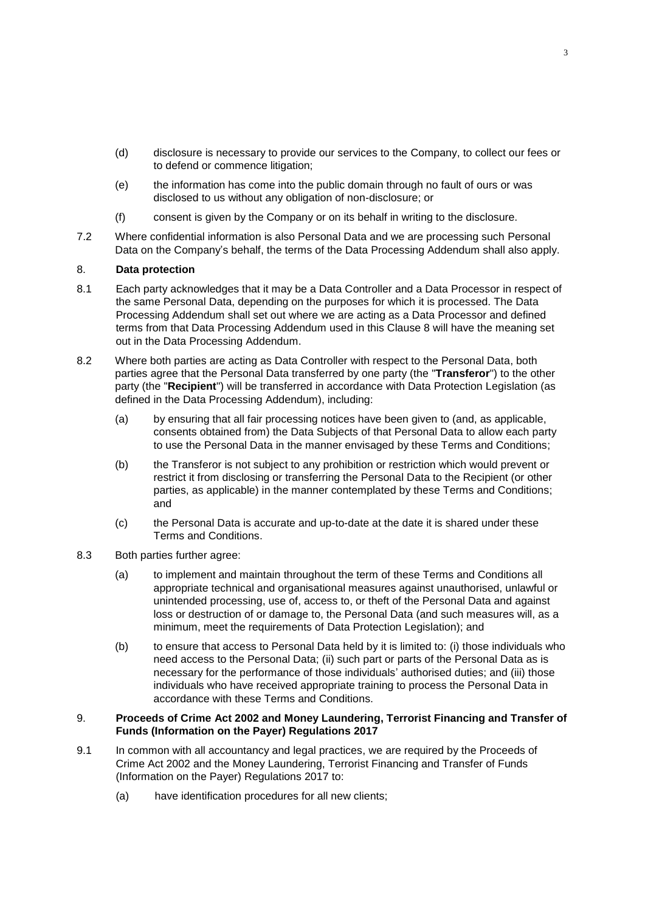(d) disclosure is necessary to provide our services to the Company, to collect our fees or to defend or commence litigation;

(e) the information has come into the public domain through no fault of ours or was disclosed to us without any obligation of non-disclosure; or

(f) consent is given by the Company or on its behalf in writing to the disclosure.

7.2 Where confidential information is also Personal Data and we are processing such Personal Data on the Company's behalf, the terms of the Data Processing Addendum shall also apply.

8. **Data protection**

8.1 Each party acknowledges that it may be a Data Controller and a Data Processor in respect of the same Personal Data, depending on the purposes for which it is processed. The Data Processing Addendum shall set out where we are acting as a Data Processor and defined terms from that Data Processing Addendum used in this Clause 8 will have the meaning set out in the Data Processing Addendum.

8.2 Where both parties are acting as Data Controller with respect to the Personal Data, both parties agree that the Personal Data transferred by one party (the "**Transferor**") to the other party (the "**Recipient**") will be transferred in accordance with Data Protection Legislation (as defined in the Data Processing Addendum), including:

(a) by ensuring that all fair processing notices have been given to (and, as applicable, consents obtained from) the Data Subjects of that Personal Data to allow each party to use the Personal Data in the manner envisaged by these Terms and Conditions;

(b) the Transferor is not subject to any prohibition or restriction which would prevent or restrict it from disclosing or transferring the Personal Data to the Recipient (or other parties, as applicable) in the manner contemplated by these Terms and Conditions; and

(c) the Personal Data is accurate and up-to-date at the date it is shared under these Terms and Conditions.

8.3 Both parties further agree:

(a) to implement and maintain throughout the term of these Terms and Conditions all appropriate technical and organisational measures against unauthorised, unlawful or unintended processing, use of, access to, or theft of the Personal Data and against loss or destruction of or damage to, the Personal Data (and such measures will, as a minimum, meet the requirements of Data Protection Legislation); and

(b) to ensure that access to Personal Data held by it is limited to: (i) those individuals who need access to the Personal Data; (ii) such part or parts of the Personal Data as is necessary for the performance of those individuals' authorised duties; and (iii) those individuals who have received appropriate training to process the Personal Data in accordance with these Terms and Conditions.

9. **Proceeds of Crime Act 2002 and Money Laundering, Terrorist Financing and Transfer of Funds (Information on the Payer) Regulations 2017**

9.1 In common with all accountancy and legal practices, we are required by the Proceeds of Crime Act 2002 and the Money Laundering, Terrorist Financing and Transfer of Funds (Information on the Payer) Regulations 2017 to:

(a) have identification procedures for all new clients;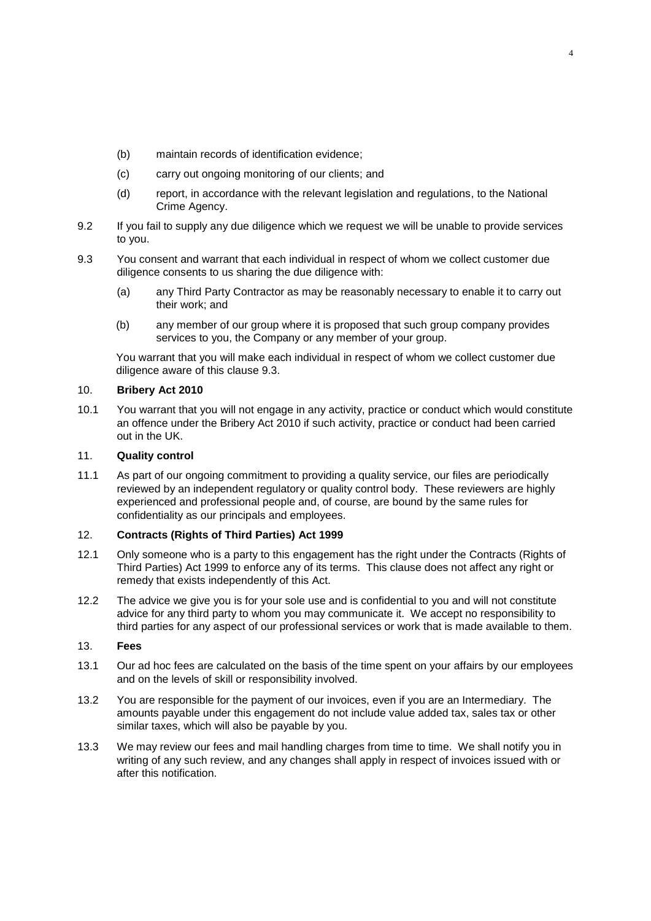(b) maintain records of identification evidence;

(c) carry out ongoing monitoring of our clients; and

(d) report, in accordance with the relevant legislation and regulations, to the National Crime Agency.

9.2 If you fail to supply any due diligence which we request we will be unable to provide services to you.

9.3 You consent and warrant that each individual in respect of whom we collect customer due diligence consents to us sharing the due diligence with:

(a) any Third Party Contractor as may be reasonably necessary to enable it to carry out their work; and

(b) any member of our group where it is proposed that such group company provides services to you, the Company or any member of your group.

You warrant that you will make each individual in respect of whom we collect customer due diligence aware of this clause 9.3.

## 10. Bribery Act 2010

10.1 You warrant that you will not engage in any activity, practice or conduct which would constitute an offence under the Bribery Act 2010 if such activity, practice or conduct had been carried out in the UK.

## 11. Quality control

11.1 As part of our ongoing commitment to providing a quality service, our files are periodically reviewed by an independent regulatory or quality control body. These reviewers are highly experienced and professional people and, of course, are bound by the same rules for confidentiality as our principals and employees.

## 12. Contracts (Rights of Third Parties) Act 1999

12.1 Only someone who is a party to this engagement has the right under the Contracts (Rights of Third Parties) Act 1999 to enforce any of its terms. This clause does not affect any right or remedy that exists independently of this Act.

12.2 The advice we give you is for your sole use and is confidential to you and will not constitute advice for any third party to whom you may communicate it. We accept no responsibility to third parties for any aspect of our professional services or work that is made available to them.

## 13. Fees

13.1 Our ad hoc fees are calculated on the basis of the time spent on your affairs by our employees and on the levels of skill or responsibility involved.

13.2 You are responsible for the payment of our invoices, even if you are an Intermediary. The amounts payable under this engagement do not include value added tax, sales tax or other similar taxes, which will also be payable by you.

13.3 We may review our fees and mail handling charges from time to time. We shall notify you in writing of any such review, and any changes shall apply in respect of invoices issued with or after this notification.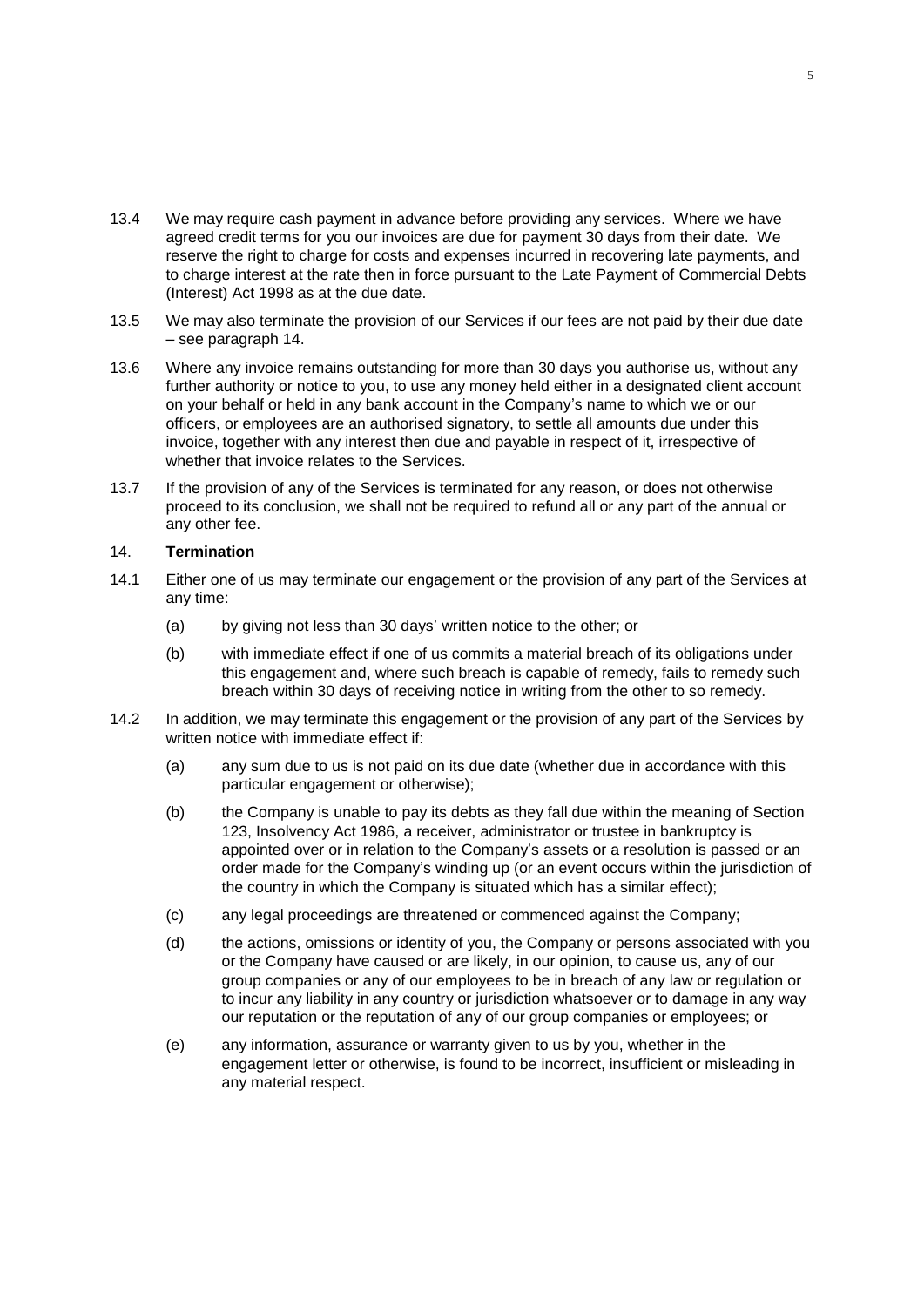13.4 We may require cash payment in advance before providing any services. Where we have agreed credit terms for you our invoices are due for payment 30 days from their date. We reserve the right to charge for costs and expenses incurred in recovering late payments, and to charge interest at the rate then in force pursuant to the Late Payment of Commercial Debts (Interest) Act 1998 as at the due date.

13.5 We may also terminate the provision of our Services if our fees are not paid by their due date – see paragraph 14.

13.6 Where any invoice remains outstanding for more than 30 days you authorise us, without any further authority or notice to you, to use any money held either in a designated client account on your behalf or held in any bank account in the Company's name to which we or our officers, or employees are an authorised signatory, to settle all amounts due under this invoice, together with any interest then due and payable in respect of it, irrespective of whether that invoice relates to the Services.

13.7 If the provision of any of the Services is terminated for any reason, or does not otherwise proceed to its conclusion, we shall not be required to refund all or any part of the annual or any other fee.

14. **Termination**

14.1 Either one of us may terminate our engagement or the provision of any part of the Services at any time:

(a) by giving not less than 30 days' written notice to the other; or

(b) with immediate effect if one of us commits a material breach of its obligations under this engagement and, where such breach is capable of remedy, fails to remedy such breach within 30 days of receiving notice in writing from the other to so remedy.

14.2 In addition, we may terminate this engagement or the provision of any part of the Services by written notice with immediate effect if:

(a) any sum due to us is not paid on its due date (whether due in accordance with this particular engagement or otherwise);

(b) the Company is unable to pay its debts as they fall due within the meaning of Section 123, Insolvency Act 1986, a receiver, administrator or trustee in bankruptcy is appointed over or in relation to the Company's assets or a resolution is passed or an order made for the Company's winding up (or an event occurs within the jurisdiction of the country in which the Company is situated which has a similar effect);

(c) any legal proceedings are threatened or commenced against the Company;

(d) the actions, omissions or identity of you, the Company or persons associated with you or the Company have caused or are likely, in our opinion, to cause us, any of our group companies or any of our employees to be in breach of any law or regulation or to incur any liability in any country or jurisdiction whatsoever or to damage in any way our reputation or the reputation of any of our group companies or employees; or

(e) any information, assurance or warranty given to us by you, whether in the engagement letter or otherwise, is found to be incorrect, insufficient or misleading in any material respect.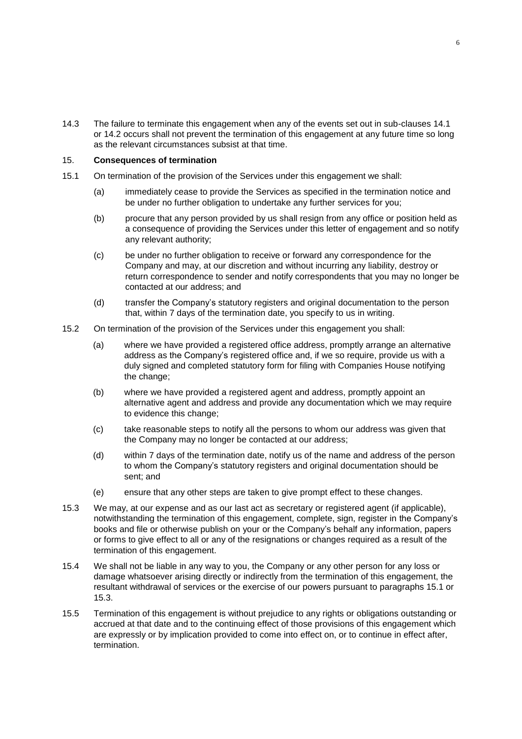14.3 The failure to terminate this engagement when any of the events set out in sub-clauses 14.1 or 14.2 occurs shall not prevent the termination of this engagement at any future time so long as the relevant circumstances subsist at that time.

## 15. **Consequences of termination**

15.1 On termination of the provision of the Services under this engagement we shall:

(a) immediately cease to provide the Services as specified in the termination notice and be under no further obligation to undertake any further services for you;

(b) procure that any person provided by us shall resign from any office or position held as a consequence of providing the Services under this letter of engagement and so notify any relevant authority;

(c) be under no further obligation to receive or forward any correspondence for the Company and may, at our discretion and without incurring any liability, destroy or return correspondence to sender and notify correspondents that you may no longer be contacted at our address; and

(d) transfer the Company's statutory registers and original documentation to the person that, within 7 days of the termination date, you specify to us in writing.

15.2 On termination of the provision of the Services under this engagement you shall:

(a) where we have provided a registered office address, promptly arrange an alternative address as the Company's registered office and, if we so require, provide us with a duly signed and completed statutory form for filing with Companies House notifying the change;

(b) where we have provided a registered agent and address, promptly appoint an alternative agent and address and provide any documentation which we may require to evidence this change;

(c) take reasonable steps to notify all the persons to whom our address was given that the Company may no longer be contacted at our address;

(d) within 7 days of the termination date, notify us of the name and address of the person to whom the Company's statutory registers and original documentation should be sent; and

(e) ensure that any other steps are taken to give prompt effect to these changes.

15.3 We may, at our expense and as our last act as secretary or registered agent (if applicable), notwithstanding the termination of this engagement, complete, sign, register in the Company's books and file or otherwise publish on your or the Company's behalf any information, papers or forms to give effect to all or any of the resignations or changes required as a result of the termination of this engagement.

15.4 We shall not be liable in any way to you, the Company or any other person for any loss or damage whatsoever arising directly or indirectly from the termination of this engagement, the resultant withdrawal of services or the exercise of our powers pursuant to paragraphs 15.1 or 15.3.

15.5 Termination of this engagement is without prejudice to any rights or obligations outstanding or accrued at that date and to the continuing effect of those provisions of this engagement which are expressly or by implication provided to come into effect on, or to continue in effect after, termination.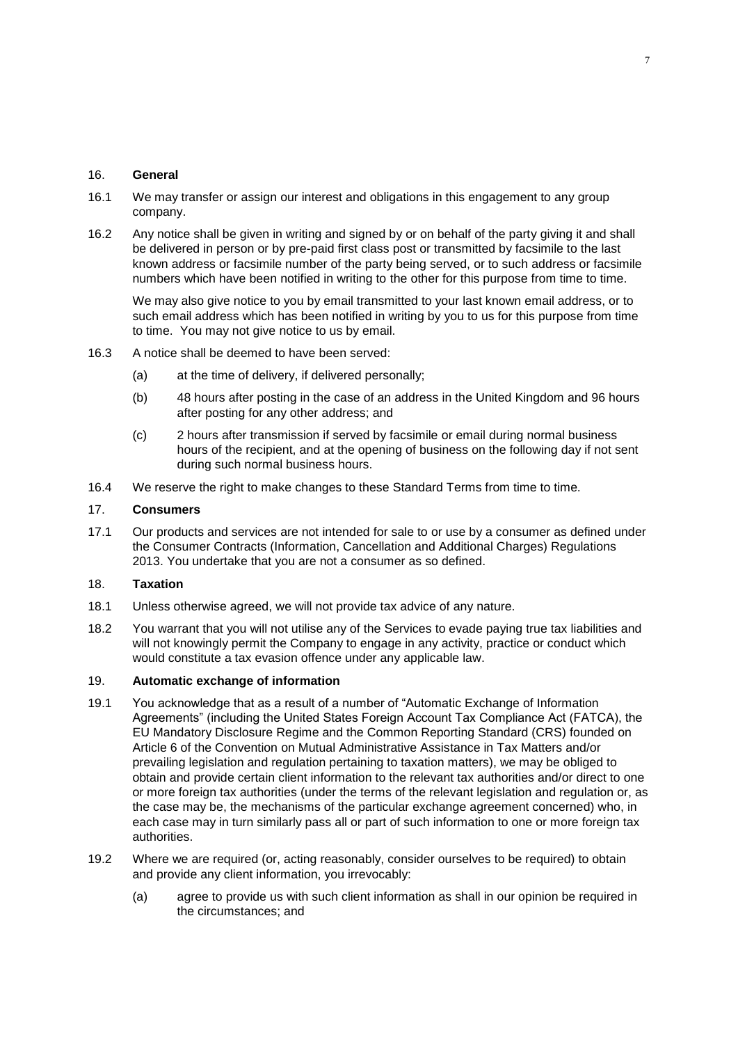## 16. General

16.1 We may transfer or assign our interest and obligations in this engagement to any group company.

16.2 Any notice shall be given in writing and signed by or on behalf of the party giving it and shall be delivered in person or by pre-paid first class post or transmitted by facsimile to the last known address or facsimile number of the party being served, or to such address or facsimile numbers which have been notified in writing to the other for this purpose from time to time.

We may also give notice to you by email transmitted to your last known email address, or to such email address which has been notified in writing by you to us for this purpose from time to time. You may not give notice to us by email.

16.3 A notice shall be deemed to have been served:

(a) at the time of delivery, if delivered personally;

(b) 48 hours after posting in the case of an address in the United Kingdom and 96 hours after posting for any other address; and

(c) 2 hours after transmission if served by facsimile or email during normal business hours of the recipient, and at the opening of business on the following day if not sent during such normal business hours.

16.4 We reserve the right to make changes to these Standard Terms from time to time.

## 17. Consumers

17.1 Our products and services are not intended for sale to or use by a consumer as defined under the Consumer Contracts (Information, Cancellation and Additional Charges) Regulations 2013. You undertake that you are not a consumer as so defined.

## 18. Taxation

18.1 Unless otherwise agreed, we will not provide tax advice of any nature.

18.2 You warrant that you will not utilise any of the Services to evade paying true tax liabilities and will not knowingly permit the Company to engage in any activity, practice or conduct which would constitute a tax evasion offence under any applicable law.

## 19. Automatic exchange of information

19.1 You acknowledge that as a result of a number of "Automatic Exchange of Information Agreements" (including the United States Foreign Account Tax Compliance Act (FATCA), the EU Mandatory Disclosure Regime and the Common Reporting Standard (CRS) founded on Article 6 of the Convention on Mutual Administrative Assistance in Tax Matters and/or prevailing legislation and regulation pertaining to taxation matters), we may be obliged to obtain and provide certain client information to the relevant tax authorities and/or direct to one or more foreign tax authorities (under the terms of the relevant legislation and regulation or, as the case may be, the mechanisms of the particular exchange agreement concerned) who, in each case may in turn similarly pass all or part of such information to one or more foreign tax authorities.

19.2 Where we are required (or, acting reasonably, consider ourselves to be required) to obtain and provide any client information, you irrevocably:

(a) agree to provide us with such client information as shall in our opinion be required in the circumstances; and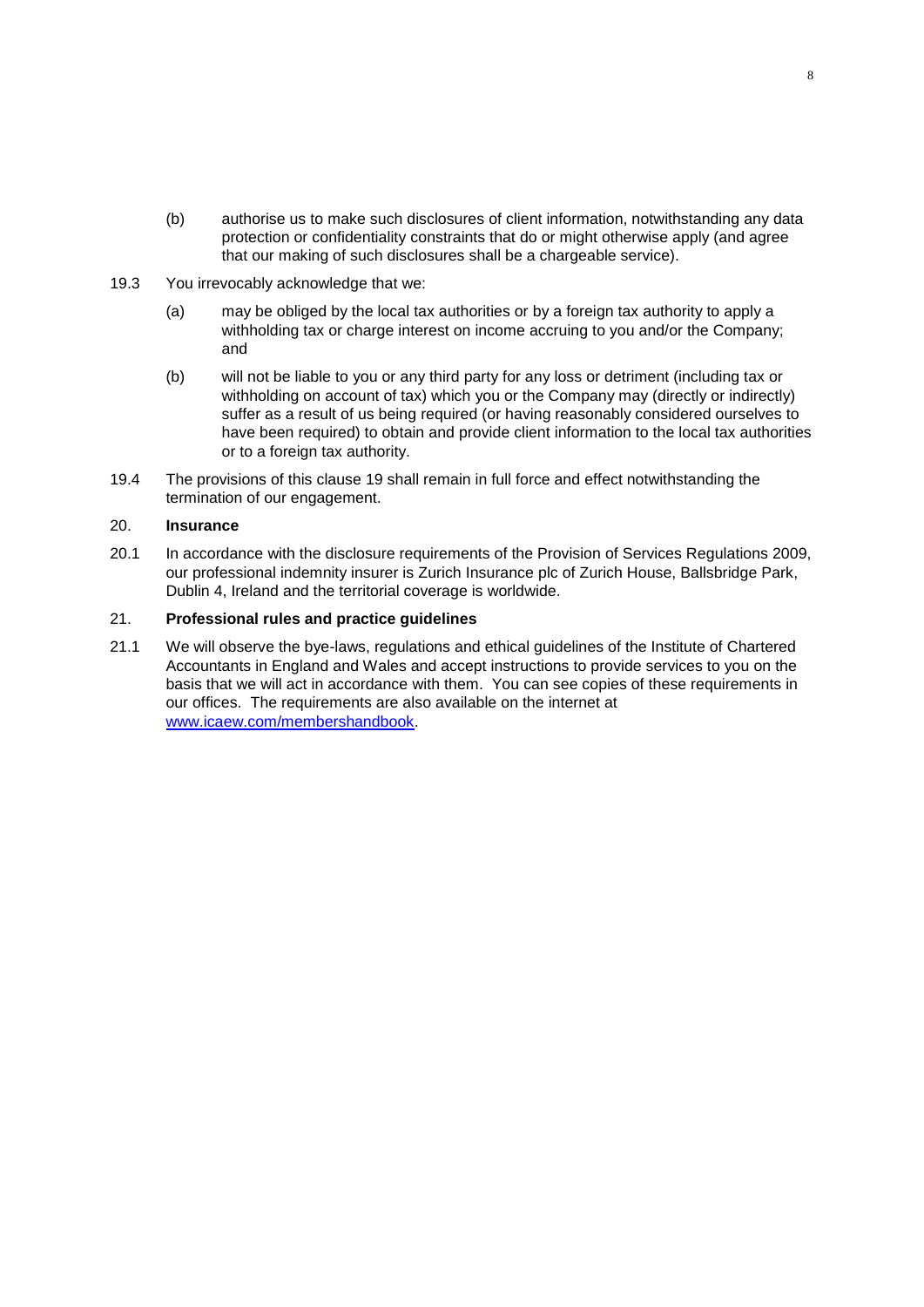(b) authorise us to make such disclosures of client information, notwithstanding any data protection or confidentiality constraints that do or might otherwise apply (and agree that our making of such disclosures shall be a chargeable service).

19.3 You irrevocably acknowledge that we:

(a) may be obliged by the local tax authorities or by a foreign tax authority to apply a withholding tax or charge interest on income accruing to you and/or the Company; and

(b) will not be liable to you or any third party for any loss or detriment (including tax or withholding on account of tax) which you or the Company may (directly or indirectly) suffer as a result of us being required (or having reasonably considered ourselves to have been required) to obtain and provide client information to the local tax authorities or to a foreign tax authority.

19.4 The provisions of this clause 19 shall remain in full force and effect notwithstanding the termination of our engagement.

## 20. **Insurance**

20.1 In accordance with the disclosure requirements of the Provision of Services Regulations 2009, our professional indemnity insurer is Zurich Insurance plc of Zurich House, Ballsbridge Park, Dublin 4, Ireland and the territorial coverage is worldwide.

## 21. **Professional rules and practice guidelines**

21.1 We will observe the bye-laws, regulations and ethical guidelines of the Institute of Chartered Accountants in England and Wales and accept instructions to provide services to you on the basis that we will act in accordance with them. You can see copies of these requirements in our offices. The requirements are also available on the internet at [www.icaew.com/membershandbook](www.icaew.com/membershandbook).